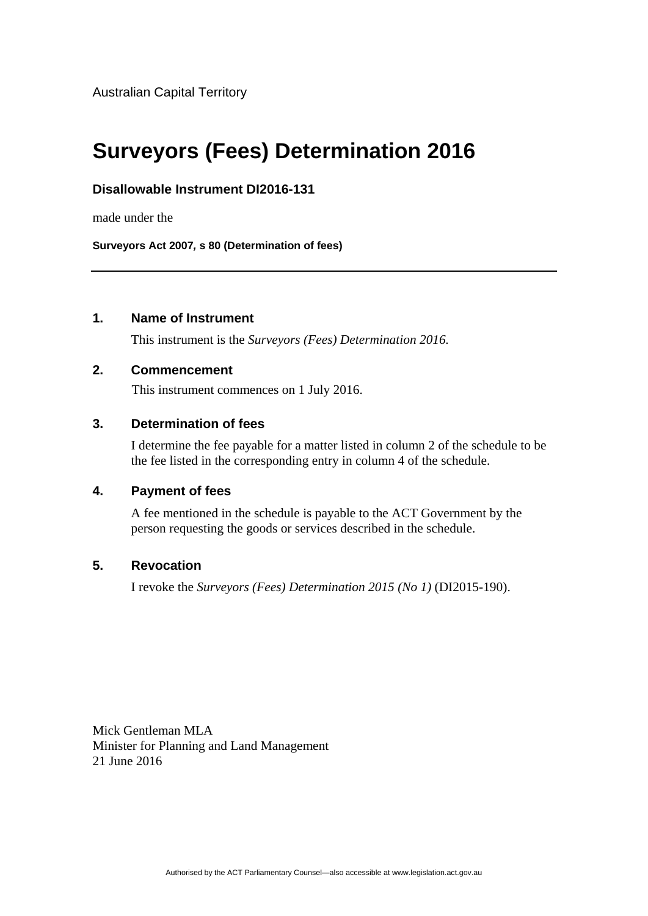Australian Capital Territory

# Surveyors (Fees) Determination 2016

**Disallowable Instrument DI2016-131**

made under the

**Surveyors Act 2007, s 80 (Determination of fees)**

---

### 1. Name of Instrument

This instrument is the *Surveyors (Fees) Determination 2016.*

### 2. Commencement

This instrument commences on 1 July 2016.

### 3. Determination of fees

I determine the fee payable for a matter listed in column 2 of the schedule to be the fee listed in the corresponding entry in column 4 of the schedule.

### 4. Payment of fees

A fee mentioned in the schedule is payable to the ACT Government by the person requesting the goods or services described in the schedule.

### 5. Revocation

I revoke the *Surveyors (Fees) Determination 2015 (No 1)* (DI2015-190).

Mick Gentleman MLA
Minister for Planning and Land Management
21 June 2016

Authorised by the ACT Parliamentary Counsel—also accessible at www.legislation.act.gov.au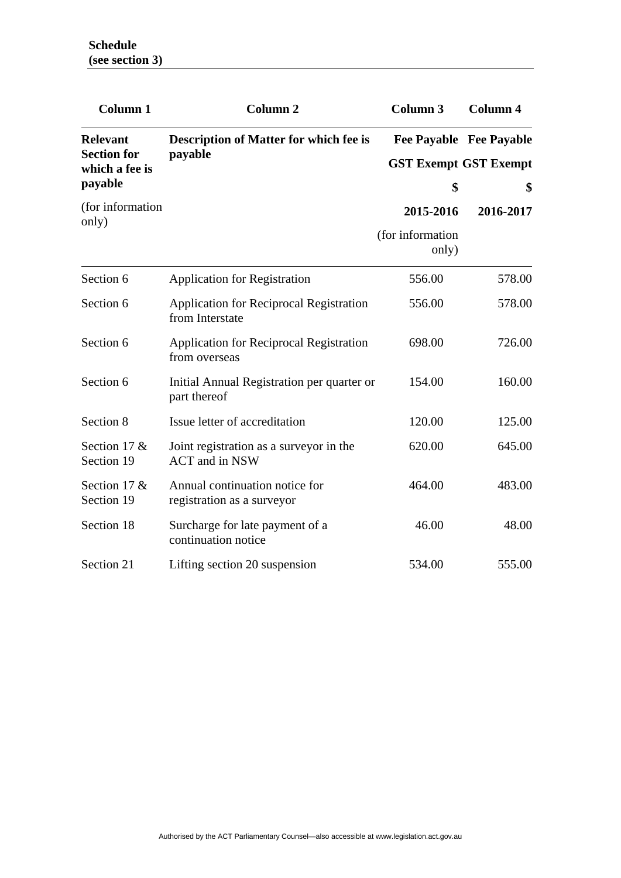**Schedule**
**(see section 3)**

| Column 1 | Column 2 | Column 3 | Column 4 |
|---|---|---|---|
| **Relevant Section for which a fee is payable** (for information only) | **Description of Matter for which fee is payable** | **Fee Payable GST Exempt $ 2015-2016** (for information only) | **Fee Payable GST Exempt $ 2016-2017** |
| Section 6 | Application for Registration | 556.00 | 578.00 |
| Section 6 | Application for Reciprocal Registration from Interstate | 556.00 | 578.00 |
| Section 6 | Application for Reciprocal Registration from overseas | 698.00 | 726.00 |
| Section 6 | Initial Annual Registration per quarter or part thereof | 154.00 | 160.00 |
| Section 8 | Issue letter of accreditation | 120.00 | 125.00 |
| Section 17 & Section 19 | Joint registration as a surveyor in the ACT and in NSW | 620.00 | 645.00 |
| Section 17 & Section 19 | Annual continuation notice for registration as a surveyor | 464.00 | 483.00 |
| Section 18 | Surcharge for late payment of a continuation notice | 46.00 | 48.00 |
| Section 21 | Lifting section 20 suspension | 534.00 | 555.00 |